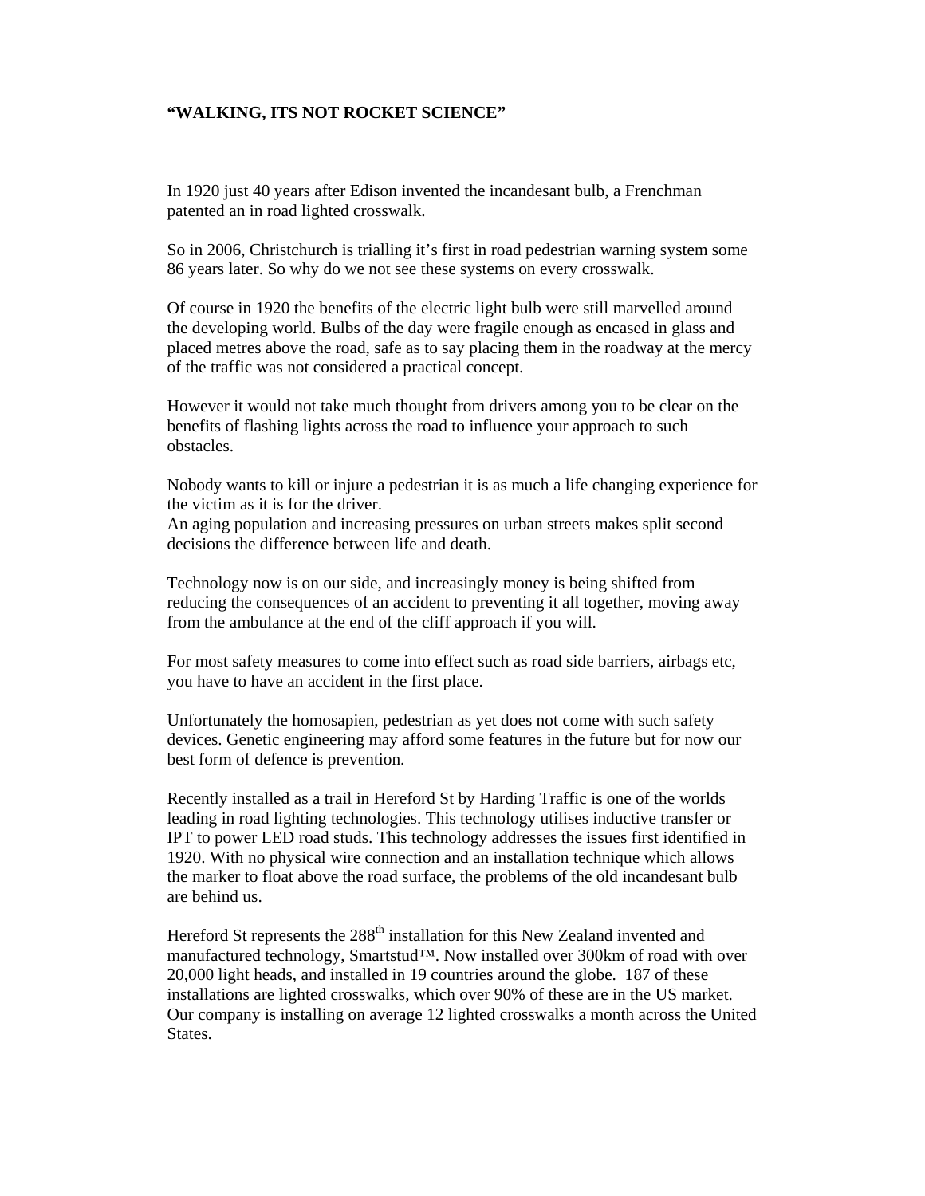**"WALKING, ITS NOT ROCKET SCIENCE"**

In 1920 just 40 years after Edison invented the incandesant bulb, a Frenchman patented an in road lighted crosswalk.

So in 2006, Christchurch is trialling it's first in road pedestrian warning system some 86 years later. So why do we not see these systems on every crosswalk.

Of course in 1920 the benefits of the electric light bulb were still marvelled around the developing world. Bulbs of the day were fragile enough as encased in glass and placed metres above the road, safe as to say placing them in the roadway at the mercy of the traffic was not considered a practical concept.

However it would not take much thought from drivers among you to be clear on the benefits of flashing lights across the road to influence your approach to such obstacles.

Nobody wants to kill or injure a pedestrian it is as much a life changing experience for the victim as it is for the driver.
An aging population and increasing pressures on urban streets makes split second decisions the difference between life and death.

Technology now is on our side, and increasingly money is being shifted from reducing the consequences of an accident to preventing it all together, moving away from the ambulance at the end of the cliff approach if you will.

For most safety measures to come into effect such as road side barriers, airbags etc, you have to have an accident in the first place.

Unfortunately the homosapien, pedestrian as yet does not come with such safety devices. Genetic engineering may afford some features in the future but for now our best form of defence is prevention.

Recently installed as a trail in Hereford St by Harding Traffic is one of the worlds leading in road lighting technologies. This technology utilises inductive transfer or IPT to power LED road studs. This technology addresses the issues first identified in 1920. With no physical wire connection and an installation technique which allows the marker to float above the road surface, the problems of the old incandesant bulb are behind us.

Hereford St represents the 288th installation for this New Zealand invented and manufactured technology, Smartstud™. Now installed over 300km of road with over 20,000 light heads, and installed in 19 countries around the globe. 187 of these installations are lighted crosswalks, which over 90% of these are in the US market. Our company is installing on average 12 lighted crosswalks a month across the United States.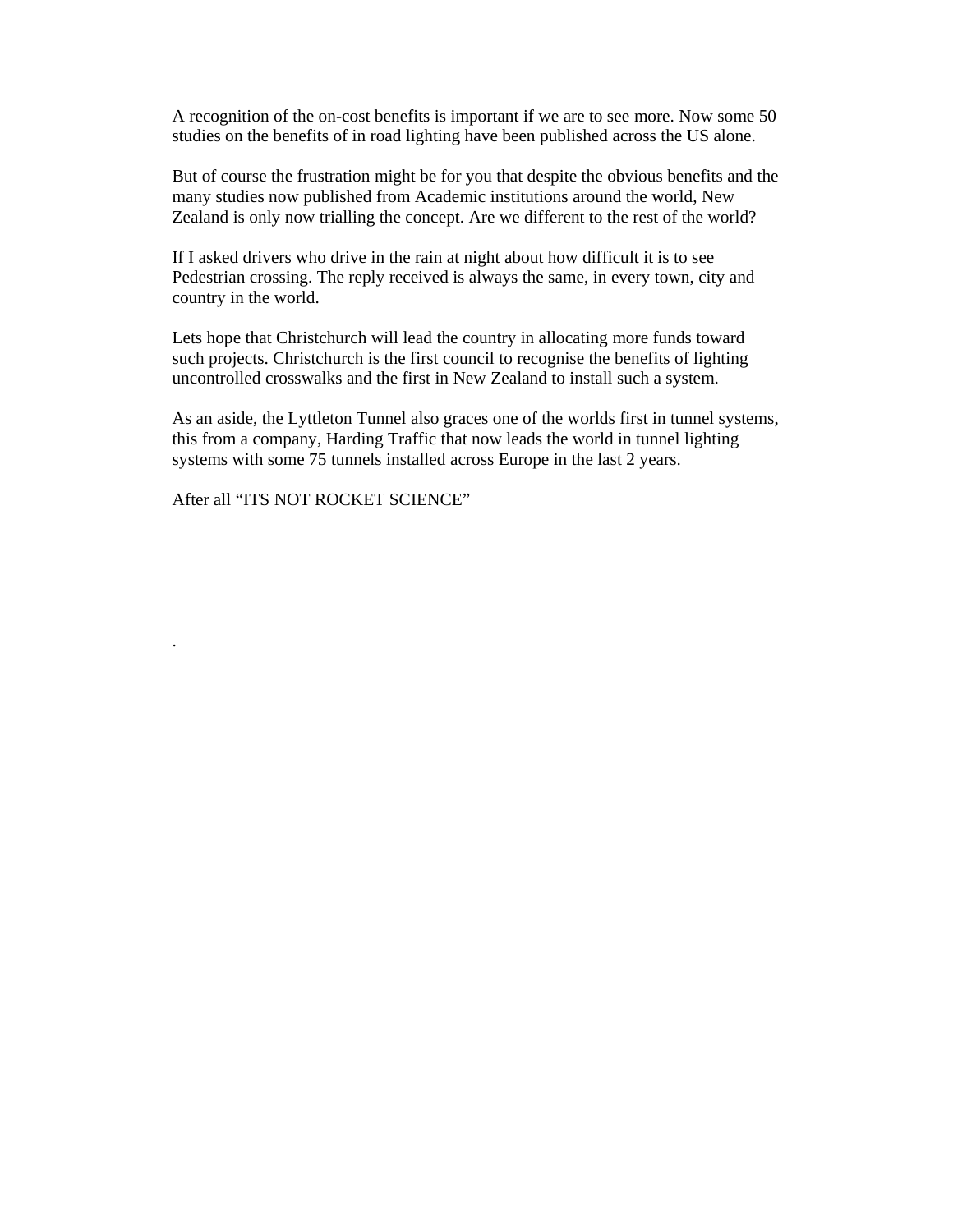A recognition of the on-cost benefits is important if we are to see more. Now some 50 studies on the benefits of in road lighting have been published across the US alone.

But of course the frustration might be for you that despite the obvious benefits and the many studies now published from Academic institutions around the world, New Zealand is only now trialling the concept. Are we different to the rest of the world?

If I asked drivers who drive in the rain at night about how difficult it is to see Pedestrian crossing. The reply received is always the same, in every town, city and country in the world.

Lets hope that Christchurch will lead the country in allocating more funds toward such projects. Christchurch is the first council to recognise the benefits of lighting uncontrolled crosswalks and the first in New Zealand to install such a system.

As an aside, the Lyttleton Tunnel also graces one of the worlds first in tunnel systems, this from a company, Harding Traffic that now leads the world in tunnel lighting systems with some 75 tunnels installed across Europe in the last 2 years.

After all “ITS NOT ROCKET SCIENCE”

.